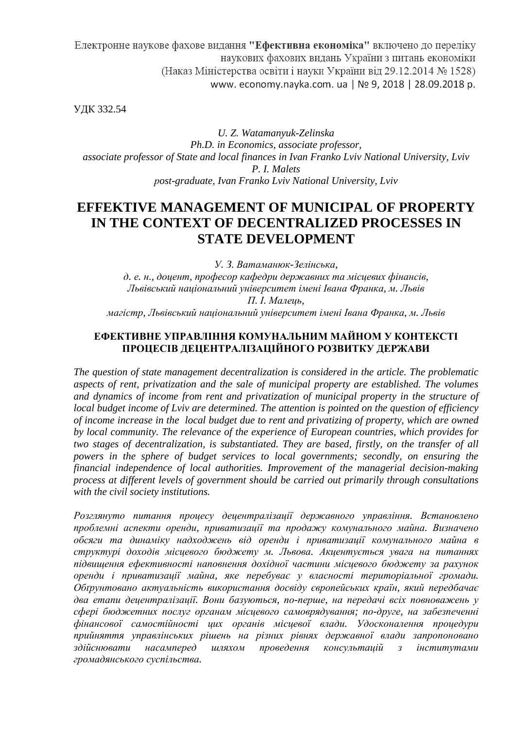Електронне наукове фахове видання **"Ефективна економіка"** включено до переліку наукових фахових видань України з питань економіки (Наказ Міністерства освіти і науки України від 29.12.2014 № 1528)
www. economy.nayka.com. ua | № 9, 2018 | 28.09.2018 р.

УДК 332.54

*U. Z. Watamanyuk-Zelinska*
*Ph.D. in Economics, associate professor,*
*associate professor of State and local finances in Ivan Franko Lviv National University, Lviv*
*P. I. Malets*
*post-graduate, Ivan Franko Lviv National University, Lviv*

# EFFEKTIVE MANAGEMENT OF MUNICIPAL OF PROPERTY IN THE CONTEXT OF DECENTRALIZED PROCESSES IN STATE DEVELOPMENT

*У. З. Ватаманюк-Зелінська,*
*д. е. н., доцент, професор кафедри державних та місцевих фінансів,*
*Львівський національний університет імені Івана Франка, м. Львів*
*П. І. Малець,*
*магістр, Львівський національний університет імені Івана Франка, м. Львів*

## ЕФЕКТИВНЕ УПРАВЛІННЯ КОМУНАЛЬНИМ МАЙНОМ У КОНТЕКСТІ ПРОЦЕСІВ ДЕЦЕНТРАЛІЗАЦІЙНОГО РОЗВИТКУ ДЕРЖАВИ

*The question of state management decentralization is considered in the article. The problematic aspects of rent, privatization and the sale of municipal property are established. The volumes and dynamics of income from rent and privatization of municipal property in the structure of local budget income of Lviv are determined. The attention is pointed on the question of efficiency of income increase in the local budget due to rent and privatizing of property, which are owned by local community. The relevance of the experience of European countries, which provides for two stages of decentralization, is substantiated. They are based, firstly, on the transfer of all powers in the sphere of budget services to local governments; secondly, on ensuring the financial independence of local authorities. Improvement of the managerial decision-making process at different levels of government should be carried out primarily through consultations with the civil society institutions.*

*Розглянуто питання процесу децентралізації державного управління. Встановлено проблемні аспекти оренди, приватизації та продажу комунального майна. Визначено обсяги та динаміку надходжень від оренди і приватизації комунального майна в структурі доходів місцевого бюджету м. Львова. Акцентується увага на питаннях підвищення ефективності наповнення дохідної частини місцевого бюджету за рахунок оренди і приватизації майна, яке перебуває у власності територіальної громади. Обґрунтовано актуальність використання досвіду європейських країн, який передбачає два етапи децентралізації. Вони базуються, по-перше, на передачі всіх повноважень у сфері бюджетних послуг органам місцевого самоврядування; по-друге, на забезпеченні фінансової самостійності цих органів місцевої влади. Удосконалення процедури прийняття управлінських рішень на різних рівнях державної влади запропоновано здійснювати насамперед шляхом проведення консультацій з інститутами громадянського суспільства.*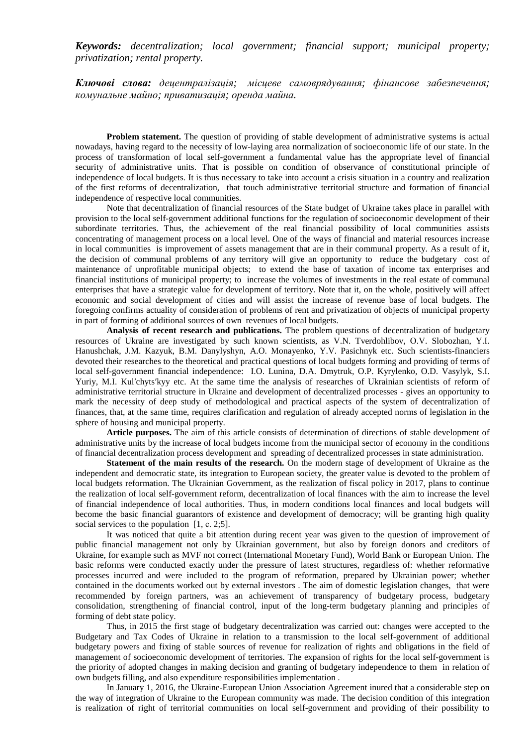***Keywords:*** *decentralization; local government; financial support; municipal property; privatization; rental property.*

***Ключові слова:*** *децентралізація; місцеве самоврядування; фінансове забезпечення; комунальне майно; приватизація; оренда майна.*

**Problem statement.** The question of providing of stable development of administrative systems is actual nowadays, having regard to the necessity of low-laying area normalization of socioeconomic life of our state. In the process of transformation of local self-government a fundamental value has the appropriate level of financial security of administrative units. That is possible on condition of observance of constitutional principle of independence of local budgets. It is thus necessary to take into account a crisis situation in a country and realization of the first reforms of decentralization, that touch administrative territorial structure and formation of financial independence of respective local communities.

Note that decentralization of financial resources of the State budget of Ukraine takes place in parallel with provision to the local self-government additional functions for the regulation of socioeconomic development of their subordinate territories. Thus, the achievement of the real financial possibility of local communities assists concentrating of management process on a local level. One of the ways of financial and material resources increase in local communities is improvement of assets management that are in their communal property. As a result of it, the decision of communal problems of any territory will give an opportunity to reduce the budgetary cost of maintenance of unprofitable municipal objects; to extend the base of taxation of income tax enterprises and financial institutions of municipal property; to increase the volumes of investments in the real estate of communal enterprises that have a strategic value for development of territory. Note that it, on the whole, positively will affect economic and social development of cities and will assist the increase of revenue base of local budgets. The foregoing confirms actuality of consideration of problems of rent and privatization of objects of municipal property in part of forming of additional sources of own revenues of local budgets.

**Analysis of recent research and publications.** The problem questions of decentralization of budgetary resources of Ukraine are investigated by such known scientists, as V.N. Tverdohlibov, O.V. Slobozhan, Y.I. Hanushchak, J.M. Kazyuk, B.M. Danylyshyn, A.O. Monayenko, Y.V. Pasichnyk etc. Such scientists-financiers devoted their researches to the theoretical and practical questions of local budgets forming and providing of terms of local self-government financial independence: I.O. Lunina, D.A. Dmytruk, O.P. Kyrylenko, O.D. Vasylyk, S.I. Yuriy, M.I. Kul′chyts′kyy etc. At the same time the analysis of researches of Ukrainian scientists of reform of administrative territorial structure in Ukraine and development of decentralized processes - gives an opportunity to mark the necessity of deep study of methodological and practical aspects of the system of decentralization of finances, that, at the same time, requires clarification and regulation of already accepted norms of legislation in the sphere of housing and municipal property.

**Article purposes.** The aim of this article consists of determination of directions of stable development of administrative units by the increase of local budgets income from the municipal sector of economy in the conditions of financial decentralization process development and spreading of decentralized processes in state administration.

**Statement of the main results of the research.** On the modern stage of development of Ukraine as the independent and democratic state, its integration to European society, the greater value is devoted to the problem of local budgets reformation. The Ukrainian Government, as the realization of fiscal policy in 2017, plans to continue the realization of local self-government reform, decentralization of local finances with the aim to increase the level of financial independence of local authorities. Thus, in modern conditions local finances and local budgets will become the basic financial guarantors of existence and development of democracy; will be granting high quality social services to the population [1, c. 2;5].

It was noticed that quite a bit attention during recent year was given to the question of improvement of public financial management not only by Ukrainian government, but also by foreign donors and creditors of Ukraine, for example such as MVF not correct (International Monetary Fund), World Bank or European Union. The basic reforms were conducted exactly under the pressure of latest structures, regardless of: whether reformative processes incurred and were included to the program of reformation, prepared by Ukrainian power; whether contained in the documents worked out by external investors . The aim of domestic legislation changes, that were recommended by foreign partners, was an achievement of transparency of budgetary process, budgetary consolidation, strengthening of financial control, input of the long-term budgetary planning and principles of forming of debt state policy.

Thus, in 2015 the first stage of budgetary decentralization was carried out: changes were accepted to the Budgetary and Tax Codes of Ukraine in relation to a transmission to the local self-government of additional budgetary powers and fixing of stable sources of revenue for realization of rights and obligations in the field of management of socioeconomic development of territories. The expansion of rights for the local self-government is the priority of adopted changes in making decision and granting of budgetary independence to them in relation of own budgets filling, and also expenditure responsibilities implementation .

In January 1, 2016, the Ukraine-European Union Association Agreement inured that a considerable step on the way of integration of Ukraine to the European community was made. The decision condition of this integration is realization of right of territorial communities on local self-government and providing of their possibility to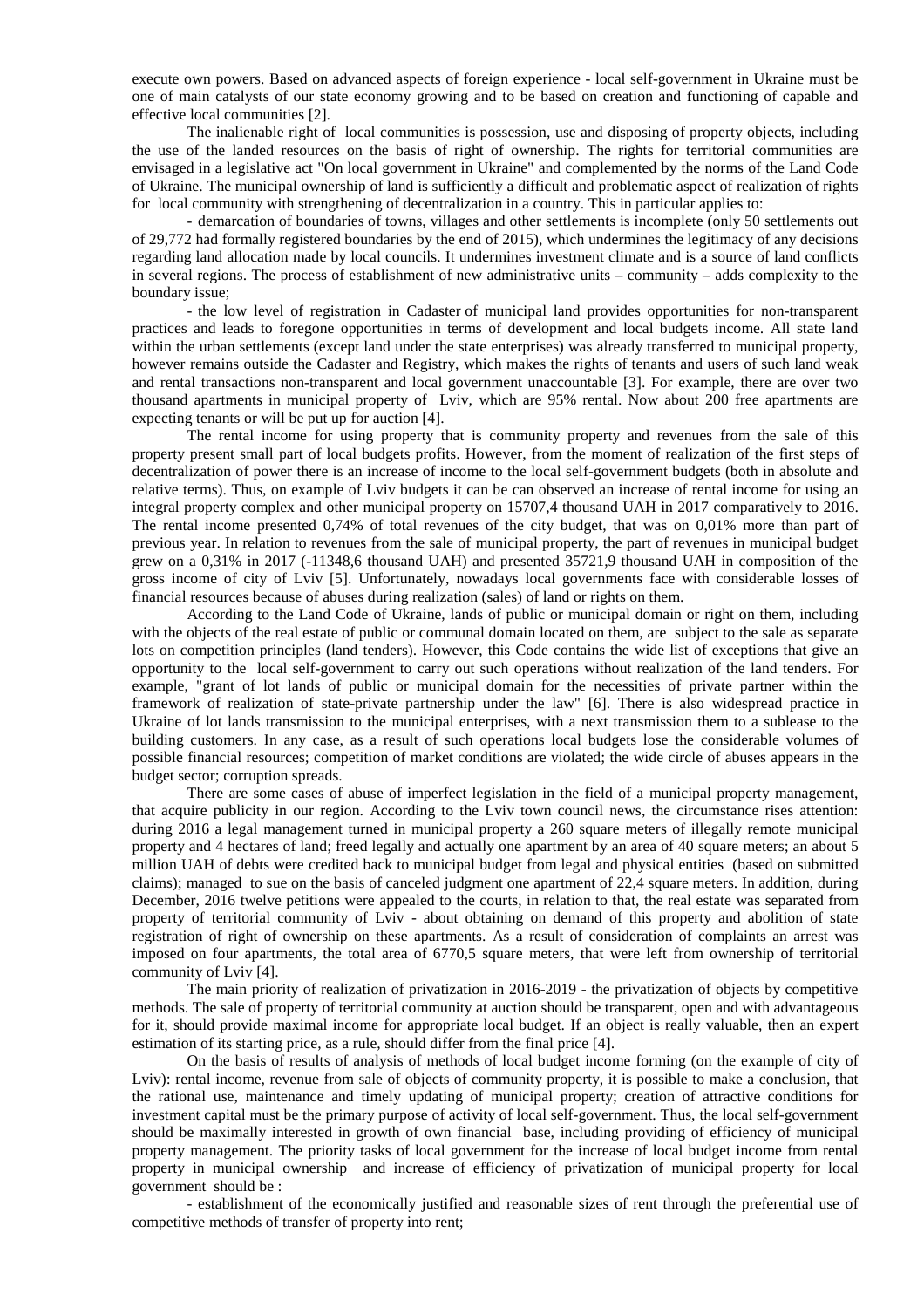execute own powers. Based on advanced aspects of foreign experience - local self-government in Ukraine must be one of main catalysts of our state economy growing and to be based on creation and functioning of capable and effective local communities [2].

The inalienable right of local communities is possession, use and disposing of property objects, including the use of the landed resources on the basis of right of ownership. The rights for territorial communities are envisaged in a legislative act "On local government in Ukraine" and complemented by the norms of the Land Code of Ukraine. The municipal ownership of land is sufficiently a difficult and problematic aspect of realization of rights for local community with strengthening of decentralization in a country. This in particular applies to:

- demarcation of boundaries of towns, villages and other settlements is incomplete (only 50 settlements out of 29,772 had formally registered boundaries by the end of 2015), which undermines the legitimacy of any decisions regarding land allocation made by local councils. It undermines investment climate and is a source of land conflicts in several regions. The process of establishment of new administrative units – community – adds complexity to the boundary issue;

- the low level of registration in Cadaster of municipal land provides opportunities for non-transparent practices and leads to foregone opportunities in terms of development and local budgets income. All state land within the urban settlements (except land under the state enterprises) was already transferred to municipal property, however remains outside the Cadaster and Registry, which makes the rights of tenants and users of such land weak and rental transactions non-transparent and local government unaccountable [3]. For example, there are over two thousand apartments in municipal property of Lviv, which are 95% rental. Now about 200 free apartments are expecting tenants or will be put up for auction [4].

The rental income for using property that is community property and revenues from the sale of this property present small part of local budgets profits. However, from the moment of realization of the first steps of decentralization of power there is an increase of income to the local self-government budgets (both in absolute and relative terms). Thus, on example of Lviv budgets it can be can observed an increase of rental income for using an integral property complex and other municipal property on 15707,4 thousand UAH in 2017 comparatively to 2016. The rental income presented 0,74% of total revenues of the city budget, that was on 0,01% more than part of previous year. In relation to revenues from the sale of municipal property, the part of revenues in municipal budget grew on a 0,31% in 2017 (-11348,6 thousand UAH) and presented 35721,9 thousand UAH in composition of the gross income of city of Lviv [5]. Unfortunately, nowadays local governments face with considerable losses of financial resources because of abuses during realization (sales) of land or rights on them.

According to the Land Code of Ukraine, lands of public or municipal domain or right on them, including with the objects of the real estate of public or communal domain located on them, are subject to the sale as separate lots on competition principles (land tenders). However, this Code contains the wide list of exceptions that give an opportunity to the local self-government to carry out such operations without realization of the land tenders. For example, "grant of lot lands of public or municipal domain for the necessities of private partner within the framework of realization of state-private partnership under the law" [6]. There is also widespread practice in Ukraine of lot lands transmission to the municipal enterprises, with a next transmission them to a sublease to the building customers. In any case, as a result of such operations local budgets lose the considerable volumes of possible financial resources; competition of market conditions are violated; the wide circle of abuses appears in the budget sector; corruption spreads.

There are some cases of abuse of imperfect legislation in the field of a municipal property management, that acquire publicity in our region. According to the Lviv town council news, the circumstance rises attention: during 2016 a legal management turned in municipal property a 260 square meters of illegally remote municipal property and 4 hectares of land; freed legally and actually one apartment by an area of 40 square meters; an about 5 million UAH of debts were credited back to municipal budget from legal and physical entities (based on submitted claims); managed to sue on the basis of canceled judgment one apartment of 22,4 square meters. In addition, during December, 2016 twelve petitions were appealed to the courts, in relation to that, the real estate was separated from property of territorial community of Lviv - about obtaining on demand of this property and abolition of state registration of right of ownership on these apartments. As a result of consideration of complaints an arrest was imposed on four apartments, the total area of 6770,5 square meters, that were left from ownership of territorial community of Lviv [4].

The main priority of realization of privatization in 2016-2019 - the privatization of objects by competitive methods. The sale of property of territorial community at auction should be transparent, open and with advantageous for it, should provide maximal income for appropriate local budget. If an object is really valuable, then an expert estimation of its starting price, as a rule, should differ from the final price [4].

On the basis of results of analysis of methods of local budget income forming (on the example of city of Lviv): rental income, revenue from sale of objects of community property, it is possible to make a conclusion, that the rational use, maintenance and timely updating of municipal property; creation of attractive conditions for investment capital must be the primary purpose of activity of local self-government. Thus, the local self-government should be maximally interested in growth of own financial base, including providing of efficiency of municipal property management. The priority tasks of local government for the increase of local budget income from rental property in municipal ownership and increase of efficiency of privatization of municipal property for local government should be :

- establishment of the economically justified and reasonable sizes of rent through the preferential use of competitive methods of transfer of property into rent;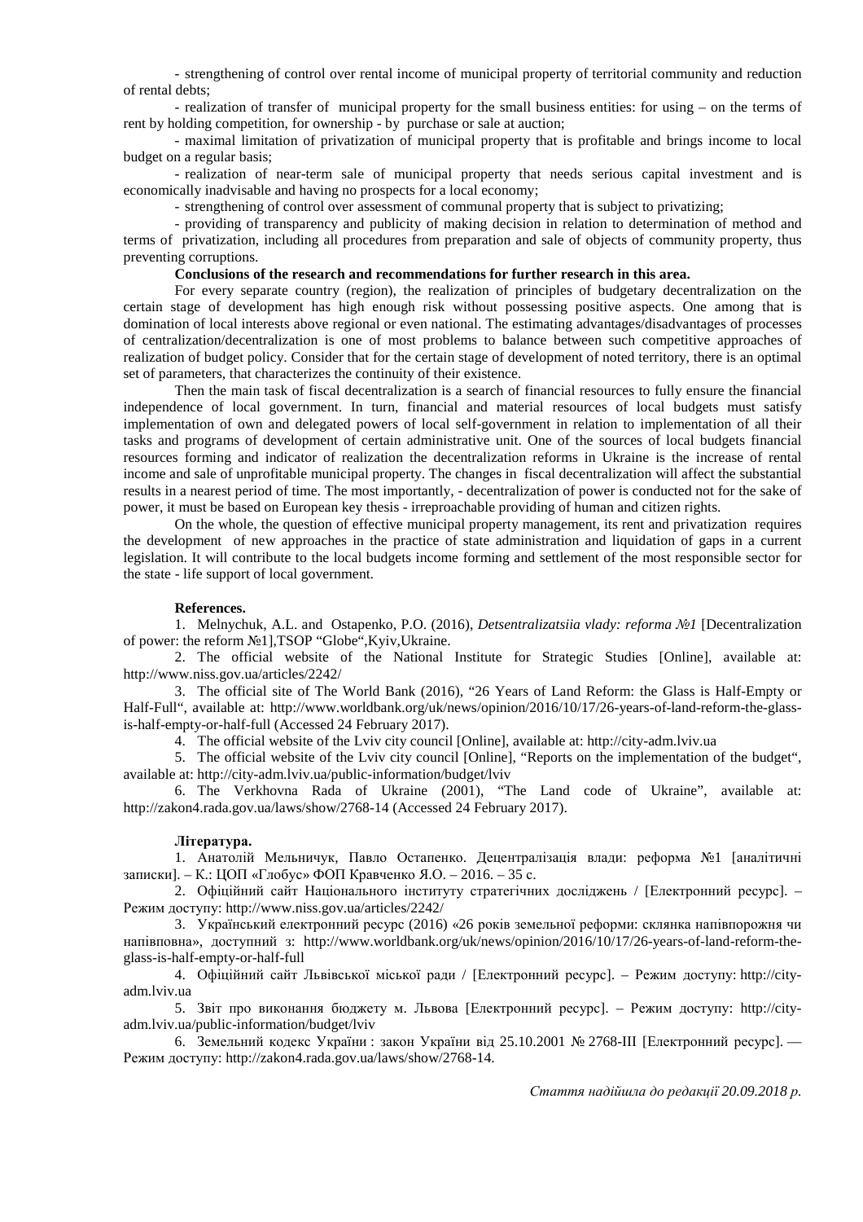- strengthening of control over rental income of municipal property of territorial community and reduction of rental debts;

- realization of transfer of municipal property for the small business entities: for using – on the terms of rent by holding competition, for ownership - by purchase or sale at auction;

- maximal limitation of privatization of municipal property that is profitable and brings income to local budget on a regular basis;

- realization of near-term sale of municipal property that needs serious capital investment and is economically inadvisable and having no prospects for a local economy;

- strengthening of control over assessment of communal property that is subject to privatizing;

- providing of transparency and publicity of making decision in relation to determination of method and terms of privatization, including all procedures from preparation and sale of objects of community property, thus preventing corruptions.

**Conclusions of the research and recommendations for further research in this area.**

For every separate country (region), the realization of principles of budgetary decentralization on the certain stage of development has high enough risk without possessing positive aspects. One among that is domination of local interests above regional or even national. The estimating advantages/disadvantages of processes of centralization/decentralization is one of most problems to balance between such competitive approaches of realization of budget policy. Consider that for the certain stage of development of noted territory, there is an optimal set of parameters, that characterizes the continuity of their existence.

Then the main task of fiscal decentralization is a search of financial resources to fully ensure the financial independence of local government. In turn, financial and material resources of local budgets must satisfy implementation of own and delegated powers of local self-government in relation to implementation of all their tasks and programs of development of certain administrative unit. One of the sources of local budgets financial resources forming and indicator of realization the decentralization reforms in Ukraine is the increase of rental income and sale of unprofitable municipal property. The changes in fiscal decentralization will affect the substantial results in a nearest period of time. The most importantly, - decentralization of power is conducted not for the sake of power, it must be based on European key thesis - irreproachable providing of human and citizen rights.

On the whole, the question of effective municipal property management, its rent and privatization requires the development of new approaches in the practice of state administration and liquidation of gaps in a current legislation. It will contribute to the local budgets income forming and settlement of the most responsible sector for the state - life support of local government.

**References.**

1. Melnychuk, A.L. and Ostapenko, P.O. (2016), *Detsentralizatsiia vlady: reforma №1* [Decentralization of power: the reform №1],TSOP "Globe",Kyiv,Ukraine.

2. The official website of the National Institute for Strategic Studies [Online], available at: http://www.niss.gov.ua/articles/2242/

3. The official site of The World Bank (2016), "26 Years of Land Reform: the Glass is Half-Empty or Half-Full", available at: http://www.worldbank.org/uk/news/opinion/2016/10/17/26-years-of-land-reform-the-glass-is-half-empty-or-half-full (Accessed 24 February 2017).

4. The official website of the Lviv city council [Online], available at: http://city-adm.lviv.ua

5. The official website of the Lviv city council [Online], "Reports on the implementation of the budget", available at: http://city-adm.lviv.ua/public-information/budget/lviv

6. The Verkhovna Rada of Ukraine (2001), "The Land code of Ukraine", available at: http://zakon4.rada.gov.ua/laws/show/2768-14 (Accessed 24 February 2017).

**Література.**

1. Анатолій Мельничук, Павло Остапенко. Децентралізація влади: реформа №1 [аналітичні записки]. – К.: ЦОП «Глобус» ФОП Кравченко Я.О. – 2016. – 35 с.

2. Офіційний сайт Національного інституту стратегічних досліджень / [Електронний ресурс]. – Режим доступу: http://www.niss.gov.ua/articles/2242/

3. Український електронний ресурс (2016) «26 років земельної реформи: склянка напівпорожня чи напівповна», доступний з: http://www.worldbank.org/uk/news/opinion/2016/10/17/26-years-of-land-reform-the-glass-is-half-empty-or-half-full

4. Офіційний сайт Львівської міської ради / [Електронний ресурс]. – Режим доступу: http://city-adm.lviv.ua

5. Звіт про виконання бюджету м. Львова [Електронний ресурс]. – Режим доступу: http://city-adm.lviv.ua/public-information/budget/lviv

6. Земельний кодекс України : закон України від 25.10.2001 № 2768-III [Електронний ресурс]. — Режим доступу: http://zakon4.rada.gov.ua/laws/show/2768-14.

*Стаття надійшла до редакції 20.09.2018 р.*